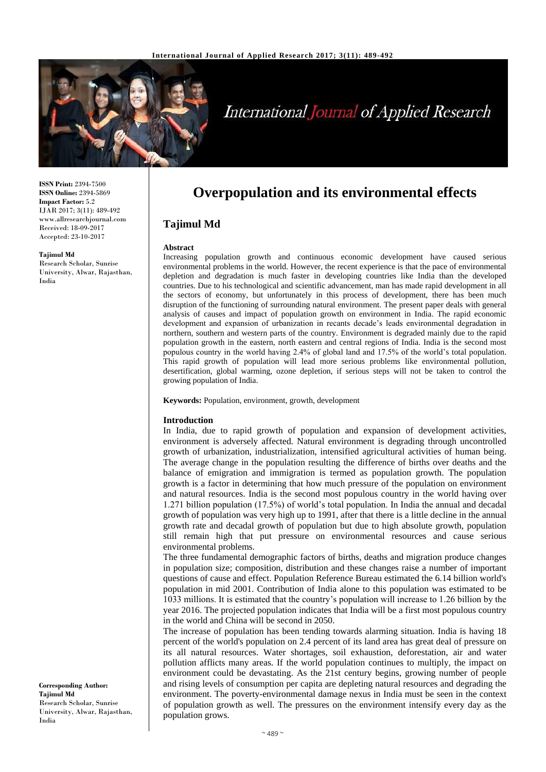# Overpopulation and its environmental effects

## Tajimul Md

**ISSN Print:** 2394-7500
**ISSN Online:** 2394-5869
**Impact Factor:** 5.2
IJAR 2017; 3(11): 489-492
www.allresearchjournal.com
Received: 18-09-2017
Accepted: 23-10-2017

**Tajimul Md**
Research Scholar, Sunrise University, Alwar, Rajasthan, India

**Corresponding Author:**
**Tajimul Md**
Research Scholar, Sunrise University, Alwar, Rajasthan, India

### Abstract

Increasing population growth and continuous economic development have caused serious environmental problems in the world. However, the recent experience is that the pace of environmental depletion and degradation is much faster in developing countries like India than the developed countries. Due to his technological and scientific advancement, man has made rapid development in all the sectors of economy, but unfortunately in this process of development, there has been much disruption of the functioning of surrounding natural environment. The present paper deals with general analysis of causes and impact of population growth on environment in India. The rapid economic development and expansion of urbanization in recants decade's leads environmental degradation in northern, southern and western parts of the country. Environment is degraded mainly due to the rapid population growth in the eastern, north eastern and central regions of India. India is the second most populous country in the world having 2.4% of global land and 17.5% of the world's total population. This rapid growth of population will lead more serious problems like environmental pollution, desertification, global warming, ozone depletion, if serious steps will not be taken to control the growing population of India.

**Keywords:** Population, environment, growth, development

### Introduction

In India, due to rapid growth of population and expansion of development activities, environment is adversely affected. Natural environment is degrading through uncontrolled growth of urbanization, industrialization, intensified agricultural activities of human being. The average change in the population resulting the difference of births over deaths and the balance of emigration and immigration is termed as population growth. The population growth is a factor in determining that how much pressure of the population on environment and natural resources. India is the second most populous country in the world having over 1.271 billion population (17.5%) of world's total population. In India the annual and decadal growth of population was very high up to 1991, after that there is a little decline in the annual growth rate and decadal growth of population but due to high absolute growth, population still remain high that put pressure on environmental resources and cause serious environmental problems.

The three fundamental demographic factors of births, deaths and migration produce changes in population size; composition, distribution and these changes raise a number of important questions of cause and effect. Population Reference Bureau estimated the 6.14 billion world's population in mid 2001. Contribution of India alone to this population was estimated to be 1033 millions. It is estimated that the country's population will increase to 1.26 billion by the year 2016. The projected population indicates that India will be a first most populous country in the world and China will be second in 2050.

The increase of population has been tending towards alarming situation. India is having 18 percent of the world's population on 2.4 percent of its land area has great deal of pressure on its all natural resources. Water shortages, soil exhaustion, deforestation, air and water pollution afflicts many areas. If the world population continues to multiply, the impact on environment could be devastating. As the 21st century begins, growing number of people and rising levels of consumption per capita are depleting natural resources and degrading the environment. The poverty-environmental damage nexus in India must be seen in the context of population growth as well. The pressures on the environment intensify every day as the population grows.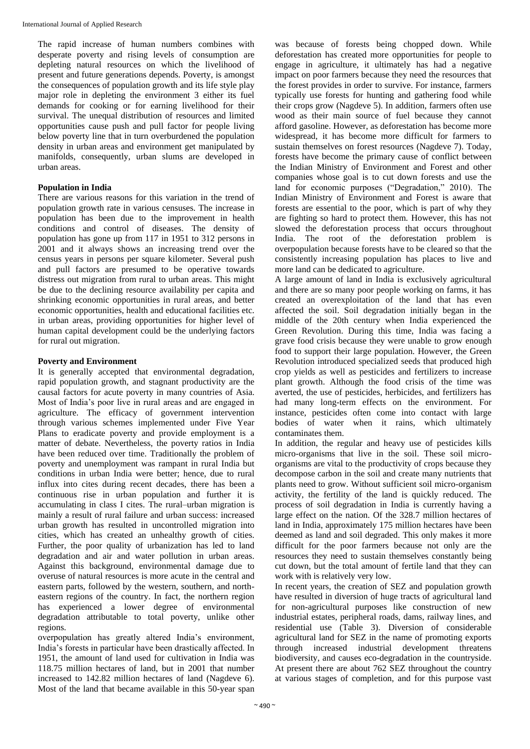The rapid increase of human numbers combines with desperate poverty and rising levels of consumption are depleting natural resources on which the livelihood of present and future generations depends. Poverty, is amongst the consequences of population growth and its life style play major role in depleting the environment 3 either its fuel demands for cooking or for earning livelihood for their survival. The unequal distribution of resources and limited opportunities cause push and pull factor for people living below poverty line that in turn overburdened the population density in urban areas and environment get manipulated by manifolds, consequently, urban slums are developed in urban areas.

**Population in India**

There are various reasons for this variation in the trend of population growth rate in various censuses. The increase in population has been due to the improvement in health conditions and control of diseases. The density of population has gone up from 117 in 1951 to 312 persons in 2001 and it always shows an increasing trend over the census years in persons per square kilometer. Several push and pull factors are presumed to be operative towards distress out migration from rural to urban areas. This might be due to the declining resource availability per capita and shrinking economic opportunities in rural areas, and better economic opportunities, health and educational facilities etc. in urban areas, providing opportunities for higher level of human capital development could be the underlying factors for rural out migration.

**Poverty and Environment**

It is generally accepted that environmental degradation, rapid population growth, and stagnant productivity are the causal factors for acute poverty in many countries of Asia. Most of India's poor live in rural areas and are engaged in agriculture. The efficacy of government intervention through various schemes implemented under Five Year Plans to eradicate poverty and provide employment is a matter of debate. Nevertheless, the poverty ratios in India have been reduced over time. Traditionally the problem of poverty and unemployment was rampant in rural India but conditions in urban India were better; hence, due to rural influx into cites during recent decades, there has been a continuous rise in urban population and further it is accumulating in class I cites. The rural–urban migration is mainly a result of rural failure and urban success: increased urban growth has resulted in uncontrolled migration into cities, which has created an unhealthy growth of cities. Further, the poor quality of urbanization has led to land degradation and air and water pollution in urban areas. Against this background, environmental damage due to overuse of natural resources is more acute in the central and eastern parts, followed by the western, southern, and north-eastern regions of the country. In fact, the northern region has experienced a lower degree of environmental degradation attributable to total poverty, unlike other regions.

overpopulation has greatly altered India's environment, India's forests in particular have been drastically affected. In 1951, the amount of land used for cultivation in India was 118.75 million hectares of land, but in 2001 that number increased to 142.82 million hectares of land (Nagdeve 6). Most of the land that became available in this 50-year span was because of forests being chopped down. While deforestation has created more opportunities for people to engage in agriculture, it ultimately has had a negative impact on poor farmers because they need the resources that the forest provides in order to survive. For instance, farmers typically use forests for hunting and gathering food while their crops grow (Nagdeve 5). In addition, farmers often use wood as their main source of fuel because they cannot afford gasoline. However, as deforestation has become more widespread, it has become more difficult for farmers to sustain themselves on forest resources (Nagdeve 7). Today, forests have become the primary cause of conflict between the Indian Ministry of Environment and Forest and other companies whose goal is to cut down forests and use the land for economic purposes ("Degradation," 2010). The Indian Ministry of Environment and Forest is aware that forests are essential to the poor, which is part of why they are fighting so hard to protect them. However, this has not slowed the deforestation process that occurs throughout India. The root of the deforestation problem is overpopulation because forests have to be cleared so that the consistently increasing population has places to live and more land can be dedicated to agriculture.

A large amount of land in India is exclusively agricultural and there are so many poor people working on farms, it has created an overexploitation of the land that has even affected the soil. Soil degradation initially began in the middle of the 20th century when India experienced the Green Revolution. During this time, India was facing a grave food crisis because they were unable to grow enough food to support their large population. However, the Green Revolution introduced specialized seeds that produced high crop yields as well as pesticides and fertilizers to increase plant growth. Although the food crisis of the time was averted, the use of pesticides, herbicides, and fertilizers has had many long-term effects on the environment. For instance, pesticides often come into contact with large bodies of water when it rains, which ultimately contaminates them.

In addition, the regular and heavy use of pesticides kills micro-organisms that live in the soil. These soil micro-organisms are vital to the productivity of crops because they decompose carbon in the soil and create many nutrients that plants need to grow. Without sufficient soil micro-organism activity, the fertility of the land is quickly reduced. The process of soil degradation in India is currently having a large effect on the nation. Of the 328.7 million hectares of land in India, approximately 175 million hectares have been deemed as land and soil degraded. This only makes it more difficult for the poor farmers because not only are the resources they need to sustain themselves constantly being cut down, but the total amount of fertile land that they can work with is relatively very low.

In recent years, the creation of SEZ and population growth have resulted in diversion of huge tracts of agricultural land for non-agricultural purposes like construction of new industrial estates, peripheral roads, dams, railway lines, and residential use (Table 3). Diversion of considerable agricultural land for SEZ in the name of promoting exports through increased industrial development threatens biodiversity, and causes eco-degradation in the countryside. At present there are about 762 SEZ throughout the country at various stages of completion, and for this purpose vast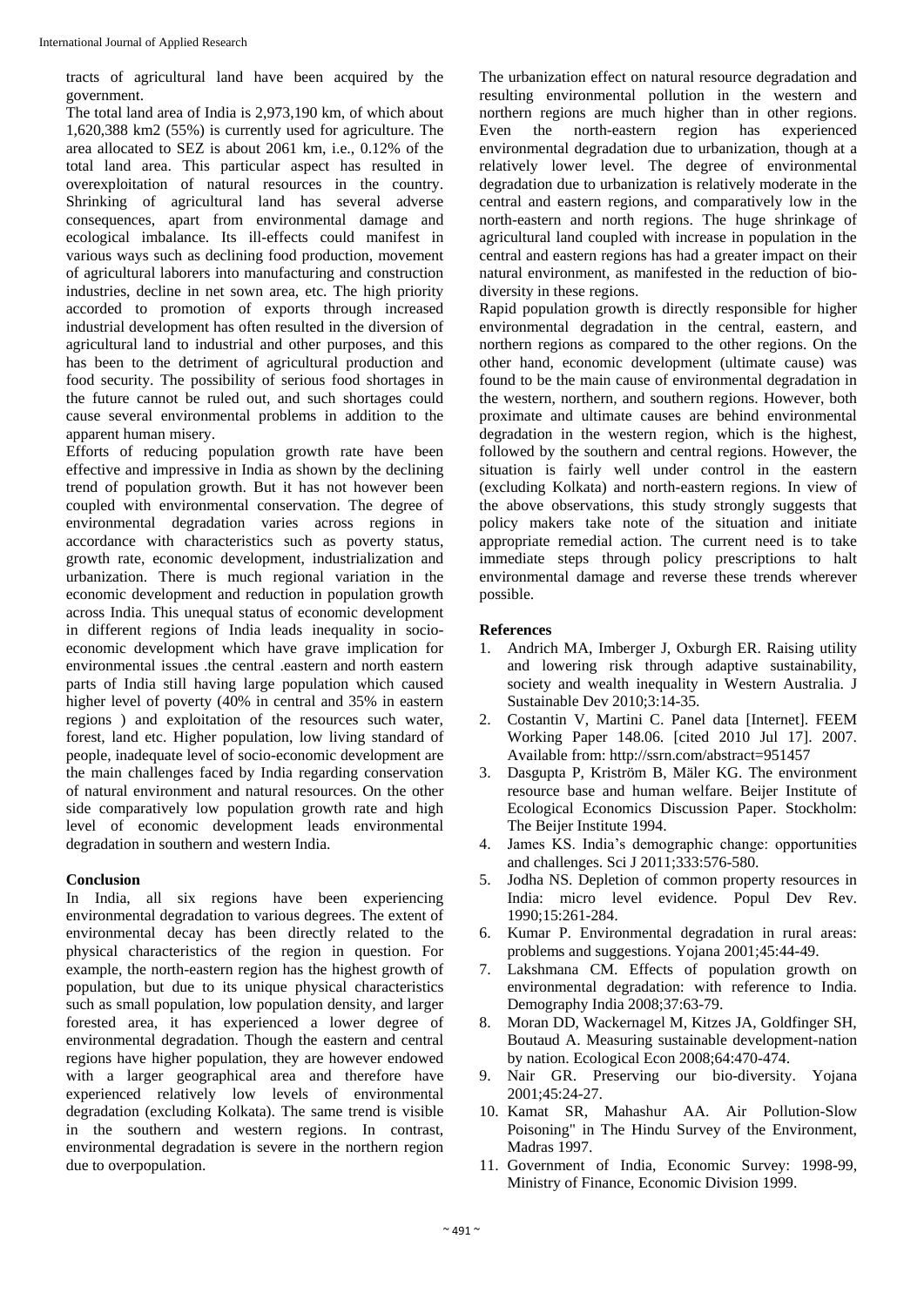tracts of agricultural land have been acquired by the government.

The total land area of India is 2,973,190 km, of which about 1,620,388 km2 (55%) is currently used for agriculture. The area allocated to SEZ is about 2061 km, i.e., 0.12% of the total land area. This particular aspect has resulted in overexploitation of natural resources in the country. Shrinking of agricultural land has several adverse consequences, apart from environmental damage and ecological imbalance. Its ill-effects could manifest in various ways such as declining food production, movement of agricultural laborers into manufacturing and construction industries, decline in net sown area, etc. The high priority accorded to promotion of exports through increased industrial development has often resulted in the diversion of agricultural land to industrial and other purposes, and this has been to the detriment of agricultural production and food security. The possibility of serious food shortages in the future cannot be ruled out, and such shortages could cause several environmental problems in addition to the apparent human misery.

Efforts of reducing population growth rate have been effective and impressive in India as shown by the declining trend of population growth. But it has not however been coupled with environmental conservation. The degree of environmental degradation varies across regions in accordance with characteristics such as poverty status, growth rate, economic development, industrialization and urbanization. There is much regional variation in the economic development and reduction in population growth across India. This unequal status of economic development in different regions of India leads inequality in socio-economic development which have grave implication for environmental issues .the central .eastern and north eastern parts of India still having large population which caused higher level of poverty (40% in central and 35% in eastern regions ) and exploitation of the resources such water, forest, land etc. Higher population, low living standard of people, inadequate level of socio-economic development are the main challenges faced by India regarding conservation of natural environment and natural resources. On the other side comparatively low population growth rate and high level of economic development leads environmental degradation in southern and western India.

## Conclusion

In India, all six regions have been experiencing environmental degradation to various degrees. The extent of environmental decay has been directly related to the physical characteristics of the region in question. For example, the north-eastern region has the highest growth of population, but due to its unique physical characteristics such as small population, low population density, and larger forested area, it has experienced a lower degree of environmental degradation. Though the eastern and central regions have higher population, they are however endowed with a larger geographical area and therefore have experienced relatively low levels of environmental degradation (excluding Kolkata). The same trend is visible in the southern and western regions. In contrast, environmental degradation is severe in the northern region due to overpopulation.

The urbanization effect on natural resource degradation and resulting environmental pollution in the western and northern regions are much higher than in other regions. Even the north-eastern region has experienced environmental degradation due to urbanization, though at a relatively lower level. The degree of environmental degradation due to urbanization is relatively moderate in the central and eastern regions, and comparatively low in the north-eastern and north regions. The huge shrinkage of agricultural land coupled with increase in population in the central and eastern regions has had a greater impact on their natural environment, as manifested in the reduction of bio-diversity in these regions.

Rapid population growth is directly responsible for higher environmental degradation in the central, eastern, and northern regions as compared to the other regions. On the other hand, economic development (ultimate cause) was found to be the main cause of environmental degradation in the western, northern, and southern regions. However, both proximate and ultimate causes are behind environmental degradation in the western region, which is the highest, followed by the southern and central regions. However, the situation is fairly well under control in the eastern (excluding Kolkata) and north-eastern regions. In view of the above observations, this study strongly suggests that policy makers take note of the situation and initiate appropriate remedial action. The current need is to take immediate steps through policy prescriptions to halt environmental damage and reverse these trends wherever possible.

## References

1. Andrich MA, Imberger J, Oxburgh ER. Raising utility and lowering risk through adaptive sustainability, society and wealth inequality in Western Australia. J Sustainable Dev 2010;3:14-35.
2. Costantin V, Martini C. Panel data [Internet]. FEEM Working Paper 148.06. [cited 2010 Jul 17]. 2007. Available from: http://ssrn.com/abstract=951457
3. Dasgupta P, Kriström B, Mäler KG. The environment resource base and human welfare. Beijer Institute of Ecological Economics Discussion Paper. Stockholm: The Beijer Institute 1994.
4. James KS. India's demographic change: opportunities and challenges. Sci J 2011;333:576-580.
5. Jodha NS. Depletion of common property resources in India: micro level evidence. Popul Dev Rev. 1990;15:261-284.
6. Kumar P. Environmental degradation in rural areas: problems and suggestions. Yojana 2001;45:44-49.
7. Lakshmana CM. Effects of population growth on environmental degradation: with reference to India. Demography India 2008;37:63-79.
8. Moran DD, Wackernagel M, Kitzes JA, Goldfinger SH, Boutaud A. Measuring sustainable development-nation by nation. Ecological Econ 2008;64:470-474.
9. Nair GR. Preserving our bio-diversity. Yojana 2001;45:24-27.
10. Kamat SR, Mahashur AA. Air Pollution-Slow Poisoning" in The Hindu Survey of the Environment, Madras 1997.
11. Government of India, Economic Survey: 1998-99, Ministry of Finance, Economic Division 1999.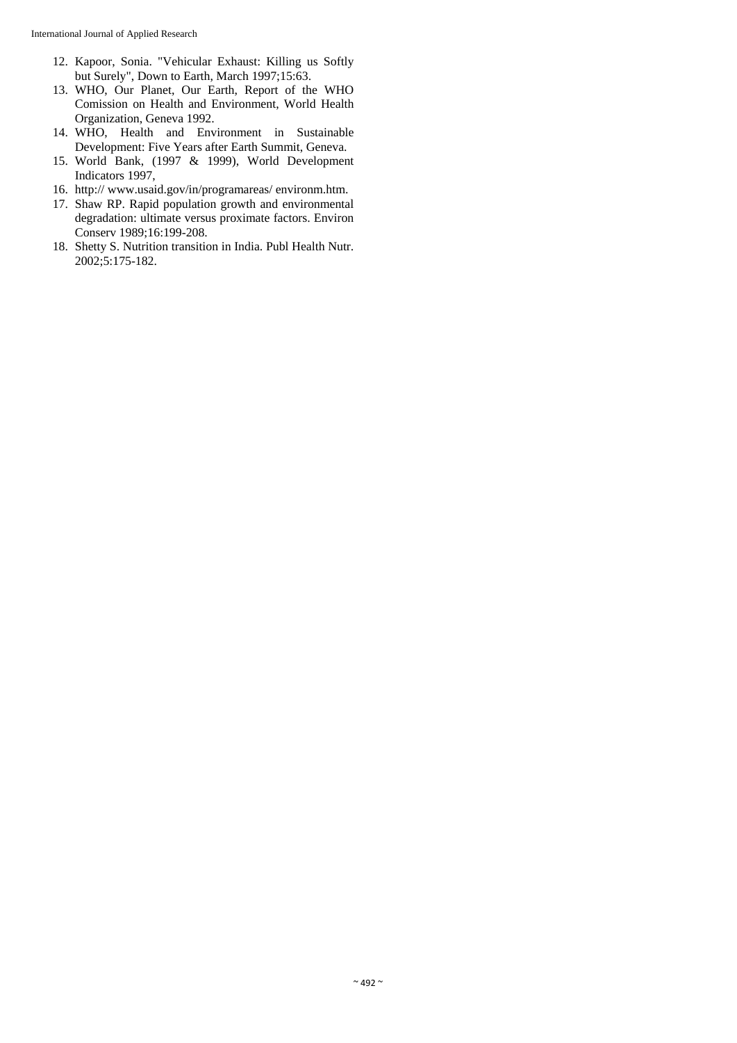12. Kapoor, Sonia. "Vehicular Exhaust: Killing us Softly but Surely", Down to Earth, March 1997;15:63.
13. WHO, Our Planet, Our Earth, Report of the WHO Comission on Health and Environment, World Health Organization, Geneva 1992.
14. WHO, Health and Environment in Sustainable Development: Five Years after Earth Summit, Geneva.
15. World Bank, (1997 & 1999), World Development Indicators 1997,
16. http:// www.usaid.gov/in/programareas/ environm.htm.
17. Shaw RP. Rapid population growth and environmental degradation: ultimate versus proximate factors. Environ Conserv 1989;16:199-208.
18. Shetty S. Nutrition transition in India. Publ Health Nutr. 2002;5:175-182.